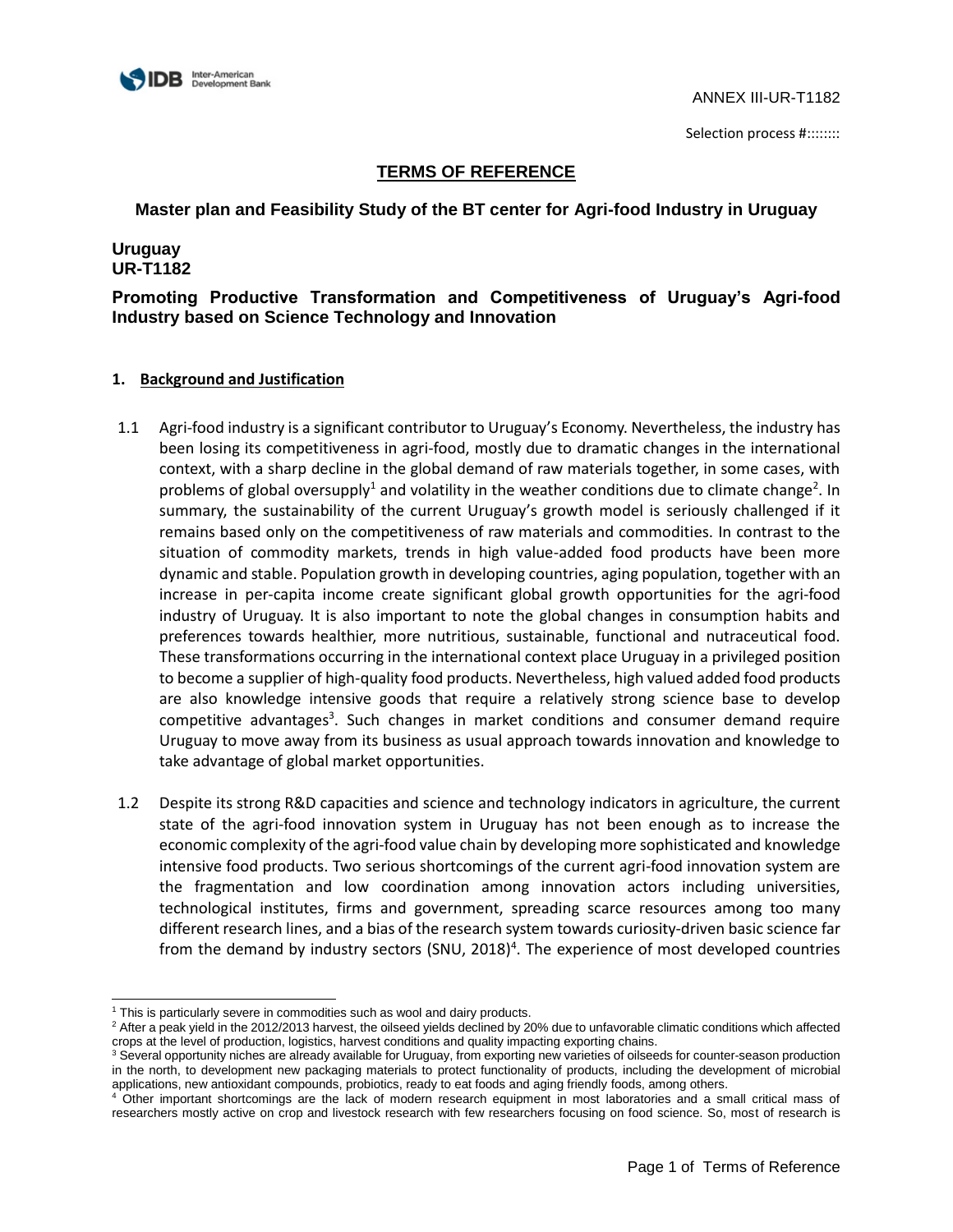ANNEX III-UR-T1182

Selection process #::::::::

# TERMS OF REFERENCE

## Master plan and Feasibility Study of the BT center for Agri-food Industry in Uruguay

**Uruguay**
**UR-T1182**

## Promoting Productive Transformation and Competitiveness of Uruguay's Agri-food Industry based on Science Technology and Innovation

### 1. Background and Justification

1.1 Agri-food industry is a significant contributor to Uruguay's Economy. Nevertheless, the industry has been losing its competitiveness in agri-food, mostly due to dramatic changes in the international context, with a sharp decline in the global demand of raw materials together, in some cases, with problems of global oversupply[1] and volatility in the weather conditions due to climate change[2]. In summary, the sustainability of the current Uruguay's growth model is seriously challenged if it remains based only on the competitiveness of raw materials and commodities. In contrast to the situation of commodity markets, trends in high value-added food products have been more dynamic and stable. Population growth in developing countries, aging population, together with an increase in per-capita income create significant global growth opportunities for the agri-food industry of Uruguay. It is also important to note the global changes in consumption habits and preferences towards healthier, more nutritious, sustainable, functional and nutraceutical food. These transformations occurring in the international context place Uruguay in a privileged position to become a supplier of high-quality food products. Nevertheless, high valued added food products are also knowledge intensive goods that require a relatively strong science base to develop competitive advantages[3]. Such changes in market conditions and consumer demand require Uruguay to move away from its business as usual approach towards innovation and knowledge to take advantage of global market opportunities.

1.2 Despite its strong R&D capacities and science and technology indicators in agriculture, the current state of the agri-food innovation system in Uruguay has not been enough as to increase the economic complexity of the agri-food value chain by developing more sophisticated and knowledge intensive food products. Two serious shortcomings of the current agri-food innovation system are the fragmentation and low coordination among innovation actors including universities, technological institutes, firms and government, spreading scarce resources among too many different research lines, and a bias of the research system towards curiosity-driven basic science far from the demand by industry sectors (SNU, 2018)[4]. The experience of most developed countries

---

[1] This is particularly severe in commodities such as wool and dairy products.

[2] After a peak yield in the 2012/2013 harvest, the oilseed yields declined by 20% due to unfavorable climatic conditions which affected crops at the level of production, logistics, harvest conditions and quality impacting exporting chains.

[3] Several opportunity niches are already available for Uruguay, from exporting new varieties of oilseeds for counter-season production in the north, to development new packaging materials to protect functionality of products, including the development of microbial applications, new antioxidant compounds, probiotics, ready to eat foods and aging friendly foods, among others.

[4] Other important shortcomings are the lack of modern research equipment in most laboratories and a small critical mass of researchers mostly active on crop and livestock research with few researchers focusing on food science. So, most of research is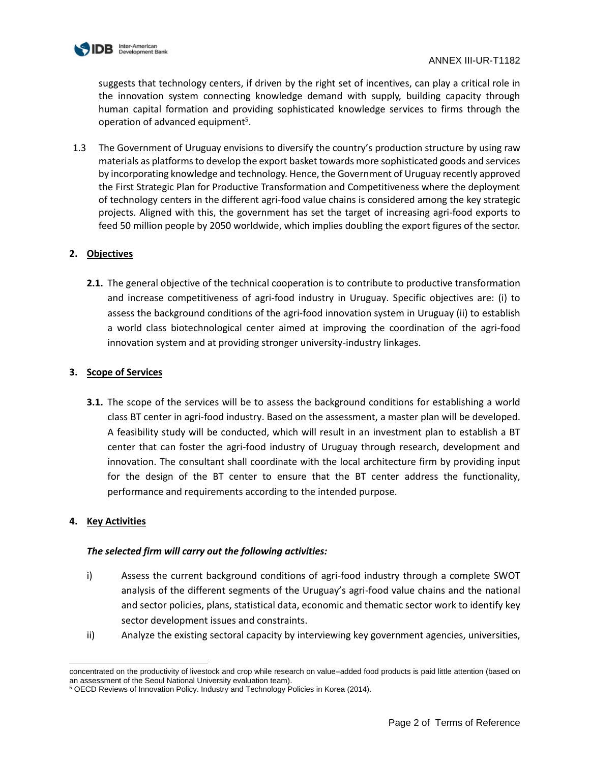suggests that technology centers, if driven by the right set of incentives, can play a critical role in the innovation system connecting knowledge demand with supply, building capacity through human capital formation and providing sophisticated knowledge services to firms through the operation of advanced equipment[5].

1.3 The Government of Uruguay envisions to diversify the country's production structure by using raw materials as platforms to develop the export basket towards more sophisticated goods and services by incorporating knowledge and technology. Hence, the Government of Uruguay recently approved the First Strategic Plan for Productive Transformation and Competitiveness where the deployment of technology centers in the different agri-food value chains is considered among the key strategic projects. Aligned with this, the government has set the target of increasing agri-food exports to feed 50 million people by 2050 worldwide, which implies doubling the export figures of the sector.

## 2. Objectives

**2.1.** The general objective of the technical cooperation is to contribute to productive transformation and increase competitiveness of agri-food industry in Uruguay. Specific objectives are: (i) to assess the background conditions of the agri-food innovation system in Uruguay (ii) to establish a world class biotechnological center aimed at improving the coordination of the agri-food innovation system and at providing stronger university-industry linkages.

## 3. Scope of Services

**3.1.** The scope of the services will be to assess the background conditions for establishing a world class BT center in agri-food industry. Based on the assessment, a master plan will be developed. A feasibility study will be conducted, which will result in an investment plan to establish a BT center that can foster the agri-food industry of Uruguay through research, development and innovation. The consultant shall coordinate with the local architecture firm by providing input for the design of the BT center to ensure that the BT center address the functionality, performance and requirements according to the intended purpose.

## 4. Key Activities

***The selected firm will carry out the following activities:***

i) Assess the current background conditions of agri-food industry through a complete SWOT analysis of the different segments of the Uruguay's agri-food value chains and the national and sector policies, plans, statistical data, economic and thematic sector work to identify key sector development issues and constraints.

ii) Analyze the existing sectoral capacity by interviewing key government agencies, universities,

---

concentrated on the productivity of livestock and crop while research on value–added food products is paid little attention (based on an assessment of the Seoul National University evaluation team).

[5] OECD Reviews of Innovation Policy. Industry and Technology Policies in Korea (2014).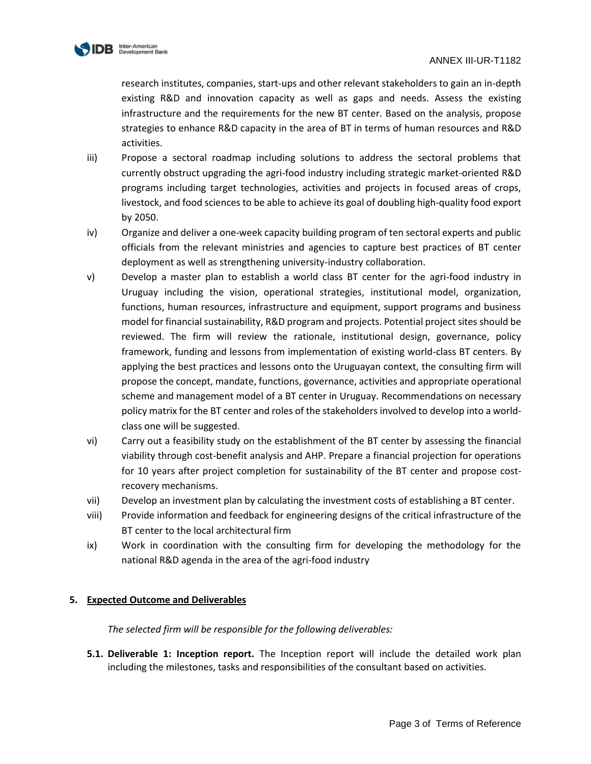research institutes, companies, start-ups and other relevant stakeholders to gain an in-depth existing R&D and innovation capacity as well as gaps and needs. Assess the existing infrastructure and the requirements for the new BT center. Based on the analysis, propose strategies to enhance R&D capacity in the area of BT in terms of human resources and R&D activities.

iii) Propose a sectoral roadmap including solutions to address the sectoral problems that currently obstruct upgrading the agri-food industry including strategic market-oriented R&D programs including target technologies, activities and projects in focused areas of crops, livestock, and food sciences to be able to achieve its goal of doubling high-quality food export by 2050.

iv) Organize and deliver a one-week capacity building program of ten sectoral experts and public officials from the relevant ministries and agencies to capture best practices of BT center deployment as well as strengthening university-industry collaboration.

v) Develop a master plan to establish a world class BT center for the agri-food industry in Uruguay including the vision, operational strategies, institutional model, organization, functions, human resources, infrastructure and equipment, support programs and business model for financial sustainability, R&D program and projects. Potential project sites should be reviewed. The firm will review the rationale, institutional design, governance, policy framework, funding and lessons from implementation of existing world-class BT centers. By applying the best practices and lessons onto the Uruguayan context, the consulting firm will propose the concept, mandate, functions, governance, activities and appropriate operational scheme and management model of a BT center in Uruguay. Recommendations on necessary policy matrix for the BT center and roles of the stakeholders involved to develop into a world-class one will be suggested.

vi) Carry out a feasibility study on the establishment of the BT center by assessing the financial viability through cost-benefit analysis and AHP. Prepare a financial projection for operations for 10 years after project completion for sustainability of the BT center and propose cost-recovery mechanisms.

vii) Develop an investment plan by calculating the investment costs of establishing a BT center.

viii) Provide information and feedback for engineering designs of the critical infrastructure of the BT center to the local architectural firm

ix) Work in coordination with the consulting firm for developing the methodology for the national R&D agenda in the area of the agri-food industry

## 5. Expected Outcome and Deliverables

*The selected firm will be responsible for the following deliverables:*

**5.1. Deliverable 1: Inception report.** The Inception report will include the detailed work plan including the milestones, tasks and responsibilities of the consultant based on activities.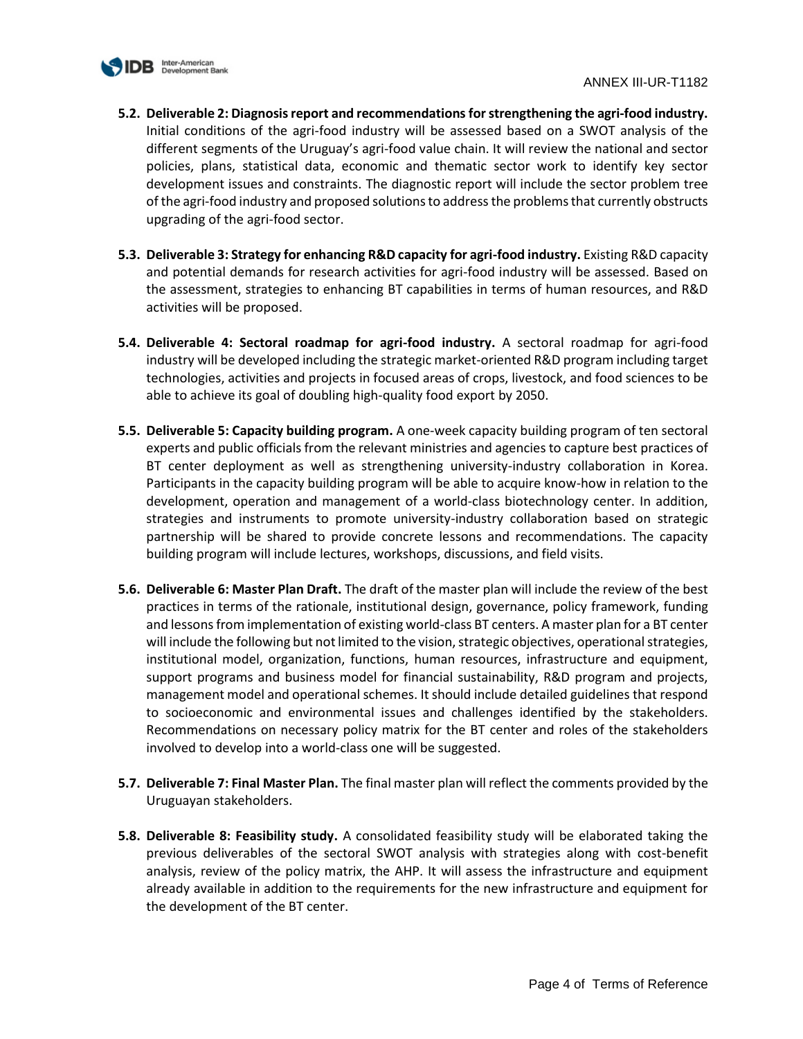5.2. **Deliverable 2: Diagnosis report and recommendations for strengthening the agri-food industry.** Initial conditions of the agri-food industry will be assessed based on a SWOT analysis of the different segments of the Uruguay's agri-food value chain. It will review the national and sector policies, plans, statistical data, economic and thematic sector work to identify key sector development issues and constraints. The diagnostic report will include the sector problem tree of the agri-food industry and proposed solutions to address the problems that currently obstructs upgrading of the agri-food sector.

5.3. **Deliverable 3: Strategy for enhancing R&D capacity for agri-food industry.** Existing R&D capacity and potential demands for research activities for agri-food industry will be assessed. Based on the assessment, strategies to enhancing BT capabilities in terms of human resources, and R&D activities will be proposed.

5.4. **Deliverable 4: Sectoral roadmap for agri-food industry.** A sectoral roadmap for agri-food industry will be developed including the strategic market-oriented R&D program including target technologies, activities and projects in focused areas of crops, livestock, and food sciences to be able to achieve its goal of doubling high-quality food export by 2050.

5.5. **Deliverable 5: Capacity building program.** A one-week capacity building program of ten sectoral experts and public officials from the relevant ministries and agencies to capture best practices of BT center deployment as well as strengthening university-industry collaboration in Korea. Participants in the capacity building program will be able to acquire know-how in relation to the development, operation and management of a world-class biotechnology center. In addition, strategies and instruments to promote university-industry collaboration based on strategic partnership will be shared to provide concrete lessons and recommendations. The capacity building program will include lectures, workshops, discussions, and field visits.

5.6. **Deliverable 6: Master Plan Draft.** The draft of the master plan will include the review of the best practices in terms of the rationale, institutional design, governance, policy framework, funding and lessons from implementation of existing world-class BT centers. A master plan for a BT center will include the following but not limited to the vision, strategic objectives, operational strategies, institutional model, organization, functions, human resources, infrastructure and equipment, support programs and business model for financial sustainability, R&D program and projects, management model and operational schemes. It should include detailed guidelines that respond to socioeconomic and environmental issues and challenges identified by the stakeholders. Recommendations on necessary policy matrix for the BT center and roles of the stakeholders involved to develop into a world-class one will be suggested.

5.7. **Deliverable 7: Final Master Plan.** The final master plan will reflect the comments provided by the Uruguayan stakeholders.

5.8. **Deliverable 8: Feasibility study.** A consolidated feasibility study will be elaborated taking the previous deliverables of the sectoral SWOT analysis with strategies along with cost-benefit analysis, review of the policy matrix, the AHP. It will assess the infrastructure and equipment already available in addition to the requirements for the new infrastructure and equipment for the development of the BT center.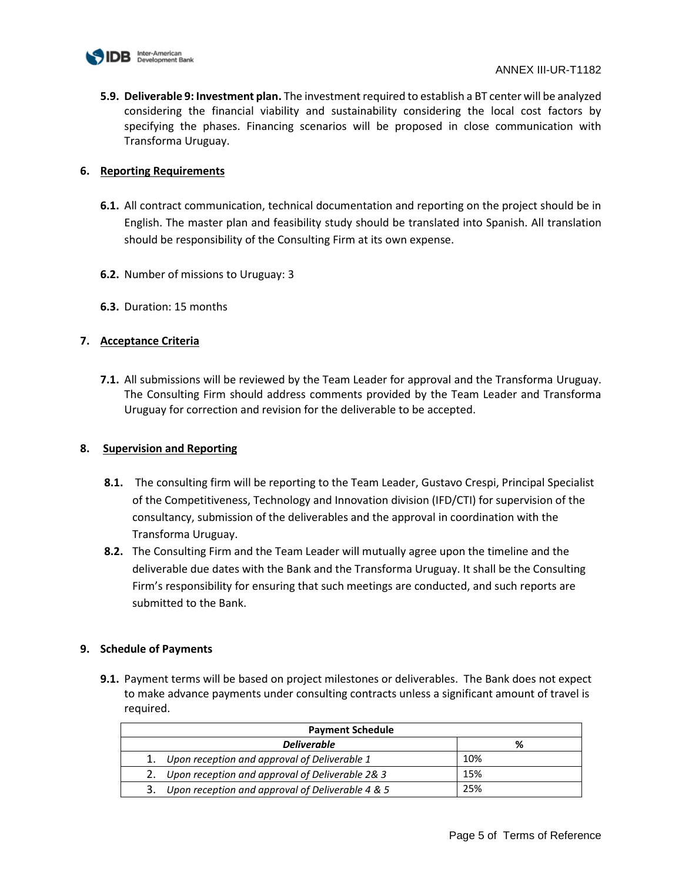**5.9. Deliverable 9: Investment plan.** The investment required to establish a BT center will be analyzed considering the financial viability and sustainability considering the local cost factors by specifying the phases. Financing scenarios will be proposed in close communication with Transforma Uruguay.

## 6. Reporting Requirements

**6.1.** All contract communication, technical documentation and reporting on the project should be in English. The master plan and feasibility study should be translated into Spanish. All translation should be responsibility of the Consulting Firm at its own expense.

**6.2.** Number of missions to Uruguay: 3

**6.3.** Duration: 15 months

## 7. Acceptance Criteria

**7.1.** All submissions will be reviewed by the Team Leader for approval and the Transforma Uruguay. The Consulting Firm should address comments provided by the Team Leader and Transforma Uruguay for correction and revision for the deliverable to be accepted.

## 8. Supervision and Reporting

**8.1.** The consulting firm will be reporting to the Team Leader, Gustavo Crespi, Principal Specialist of the Competitiveness, Technology and Innovation division (IFD/CTI) for supervision of the consultancy, submission of the deliverables and the approval in coordination with the Transforma Uruguay.

**8.2.** The Consulting Firm and the Team Leader will mutually agree upon the timeline and the deliverable due dates with the Bank and the Transforma Uruguay. It shall be the Consulting Firm's responsibility for ensuring that such meetings are conducted, and such reports are submitted to the Bank.

## 9. Schedule of Payments

**9.1.** Payment terms will be based on project milestones or deliverables. The Bank does not expect to make advance payments under consulting contracts unless a significant amount of travel is required.

| Payment Schedule | |
|---|---|
| ***Deliverable*** | **%** |
| 1. *Upon reception and approval of Deliverable 1* | 10% |
| 2. *Upon reception and approval of Deliverable 2& 3* | 15% |
| 3. *Upon reception and approval of Deliverable 4 & 5* | 25% |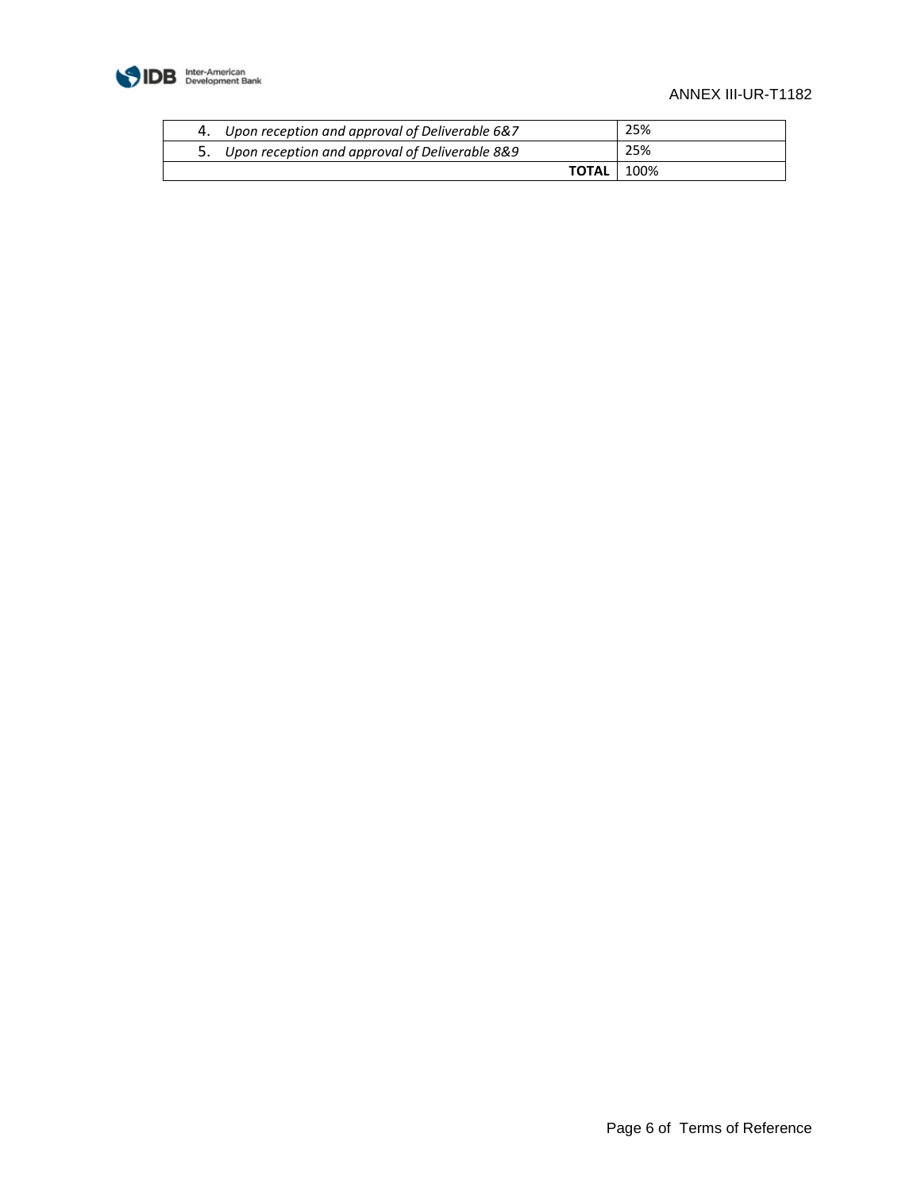| | |
|---|---|
| 4. *Upon reception and approval of Deliverable 6&7* | 25% |
| 5. *Upon reception and approval of Deliverable 8&9* | 25% |
| **TOTAL** | 100% |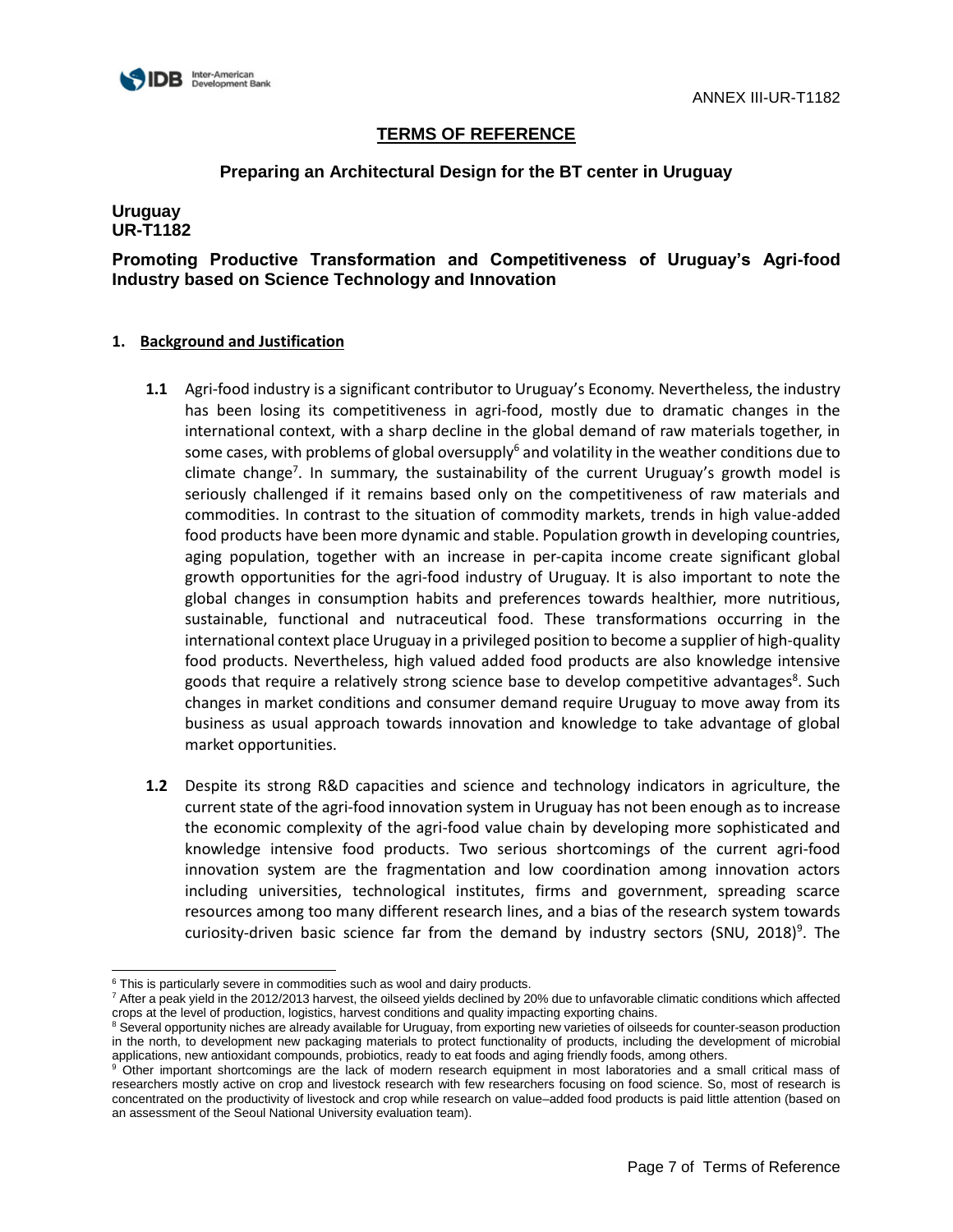ANNEX III-UR-T1182

## TERMS OF REFERENCE

### Preparing an Architectural Design for the BT center in Uruguay

**Uruguay**
**UR-T1182**

### Promoting Productive Transformation and Competitiveness of Uruguay's Agri-food Industry based on Science Technology and Innovation

**1. Background and Justification**

**1.1** Agri-food industry is a significant contributor to Uruguay's Economy. Nevertheless, the industry has been losing its competitiveness in agri-food, mostly due to dramatic changes in the international context, with a sharp decline in the global demand of raw materials together, in some cases, with problems of global oversupply[6] and volatility in the weather conditions due to climate change[7]. In summary, the sustainability of the current Uruguay's growth model is seriously challenged if it remains based only on the competitiveness of raw materials and commodities. In contrast to the situation of commodity markets, trends in high value-added food products have been more dynamic and stable. Population growth in developing countries, aging population, together with an increase in per-capita income create significant global growth opportunities for the agri-food industry of Uruguay. It is also important to note the global changes in consumption habits and preferences towards healthier, more nutritious, sustainable, functional and nutraceutical food. These transformations occurring in the international context place Uruguay in a privileged position to become a supplier of high-quality food products. Nevertheless, high valued added food products are also knowledge intensive goods that require a relatively strong science base to develop competitive advantages[8]. Such changes in market conditions and consumer demand require Uruguay to move away from its business as usual approach towards innovation and knowledge to take advantage of global market opportunities.

**1.2** Despite its strong R&D capacities and science and technology indicators in agriculture, the current state of the agri-food innovation system in Uruguay has not been enough as to increase the economic complexity of the agri-food value chain by developing more sophisticated and knowledge intensive food products. Two serious shortcomings of the current agri-food innovation system are the fragmentation and low coordination among innovation actors including universities, technological institutes, firms and government, spreading scarce resources among too many different research lines, and a bias of the research system towards curiosity-driven basic science far from the demand by industry sectors (SNU, 2018)[9]. The

---

[6] This is particularly severe in commodities such as wool and dairy products.

[7] After a peak yield in the 2012/2013 harvest, the oilseed yields declined by 20% due to unfavorable climatic conditions which affected crops at the level of production, logistics, harvest conditions and quality impacting exporting chains.

[8] Several opportunity niches are already available for Uruguay, from exporting new varieties of oilseeds for counter-season production in the north, to development new packaging materials to protect functionality of products, including the development of microbial applications, new antioxidant compounds, probiotics, ready to eat foods and aging friendly foods, among others.

[9] Other important shortcomings are the lack of modern research equipment in most laboratories and a small critical mass of researchers mostly active on crop and livestock research with few researchers focusing on food science. So, most of research is concentrated on the productivity of livestock and crop while research on value–added food products is paid little attention (based on an assessment of the Seoul National University evaluation team).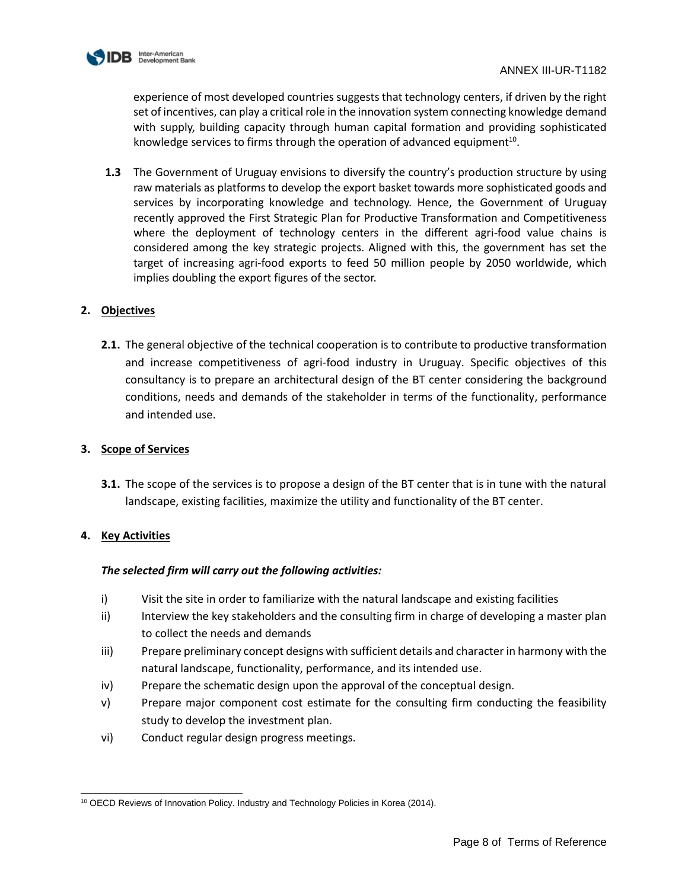experience of most developed countries suggests that technology centers, if driven by the right set of incentives, can play a critical role in the innovation system connecting knowledge demand with supply, building capacity through human capital formation and providing sophisticated knowledge services to firms through the operation of advanced equipment[10].

**1.3** The Government of Uruguay envisions to diversify the country's production structure by using raw materials as platforms to develop the export basket towards more sophisticated goods and services by incorporating knowledge and technology. Hence, the Government of Uruguay recently approved the First Strategic Plan for Productive Transformation and Competitiveness where the deployment of technology centers in the different agri-food value chains is considered among the key strategic projects. Aligned with this, the government has set the target of increasing agri-food exports to feed 50 million people by 2050 worldwide, which implies doubling the export figures of the sector.

## 2. Objectives

**2.1.** The general objective of the technical cooperation is to contribute to productive transformation and increase competitiveness of agri-food industry in Uruguay. Specific objectives of this consultancy is to prepare an architectural design of the BT center considering the background conditions, needs and demands of the stakeholder in terms of the functionality, performance and intended use.

## 3. Scope of Services

**3.1.** The scope of the services is to propose a design of the BT center that is in tune with the natural landscape, existing facilities, maximize the utility and functionality of the BT center.

## 4. Key Activities

***The selected firm will carry out the following activities:***

i) Visit the site in order to familiarize with the natural landscape and existing facilities

ii) Interview the key stakeholders and the consulting firm in charge of developing a master plan to collect the needs and demands

iii) Prepare preliminary concept designs with sufficient details and character in harmony with the natural landscape, functionality, performance, and its intended use.

iv) Prepare the schematic design upon the approval of the conceptual design.

v) Prepare major component cost estimate for the consulting firm conducting the feasibility study to develop the investment plan.

vi) Conduct regular design progress meetings.

---

[10] OECD Reviews of Innovation Policy. Industry and Technology Policies in Korea (2014).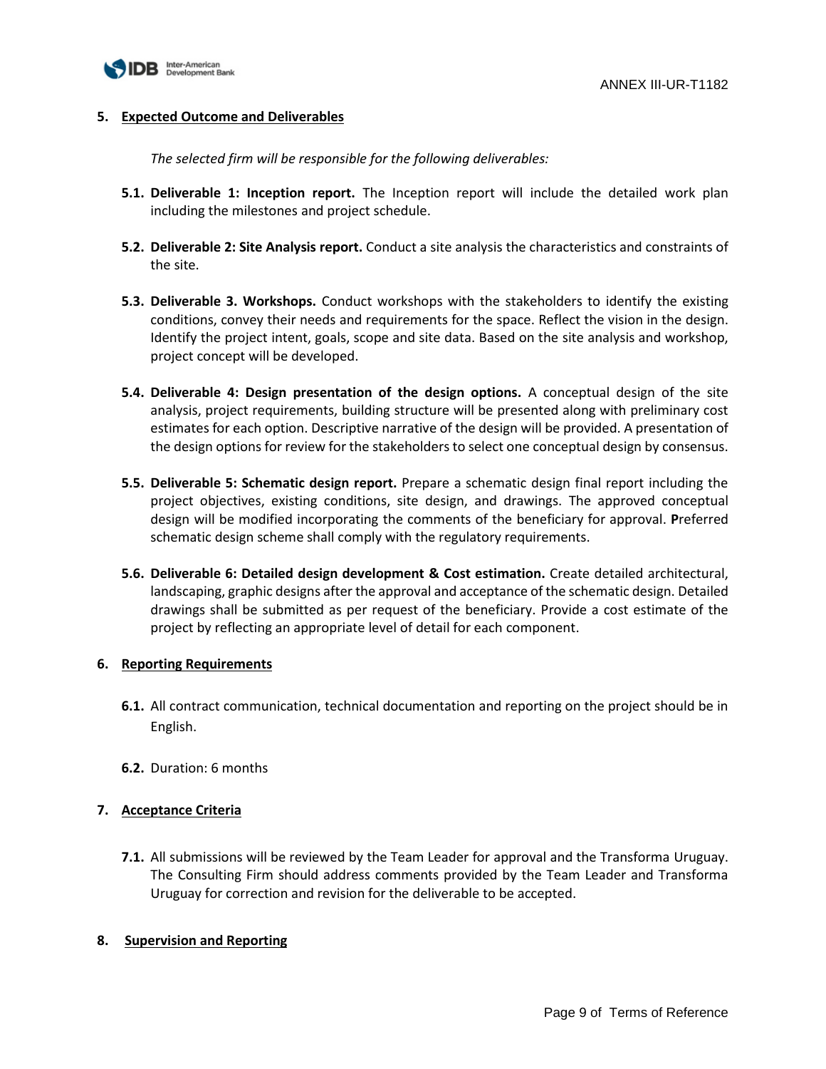## 5. Expected Outcome and Deliverables

*The selected firm will be responsible for the following deliverables:*

**5.1. Deliverable 1: Inception report.** The Inception report will include the detailed work plan including the milestones and project schedule.

**5.2. Deliverable 2: Site Analysis report.** Conduct a site analysis the characteristics and constraints of the site.

**5.3. Deliverable 3. Workshops.** Conduct workshops with the stakeholders to identify the existing conditions, convey their needs and requirements for the space. Reflect the vision in the design. Identify the project intent, goals, scope and site data. Based on the site analysis and workshop, project concept will be developed.

**5.4. Deliverable 4: Design presentation of the design options.** A conceptual design of the site analysis, project requirements, building structure will be presented along with preliminary cost estimates for each option. Descriptive narrative of the design will be provided. A presentation of the design options for review for the stakeholders to select one conceptual design by consensus.

**5.5. Deliverable 5: Schematic design report.** Prepare a schematic design final report including the project objectives, existing conditions, site design, and drawings. The approved conceptual design will be modified incorporating the comments of the beneficiary for approval. **P**referred schematic design scheme shall comply with the regulatory requirements.

**5.6. Deliverable 6: Detailed design development & Cost estimation.** Create detailed architectural, landscaping, graphic designs after the approval and acceptance of the schematic design. Detailed drawings shall be submitted as per request of the beneficiary. Provide a cost estimate of the project by reflecting an appropriate level of detail for each component.

## 6. Reporting Requirements

**6.1.** All contract communication, technical documentation and reporting on the project should be in English.

**6.2.** Duration: 6 months

## 7. Acceptance Criteria

**7.1.** All submissions will be reviewed by the Team Leader for approval and the Transforma Uruguay. The Consulting Firm should address comments provided by the Team Leader and Transforma Uruguay for correction and revision for the deliverable to be accepted.

## 8. Supervision and Reporting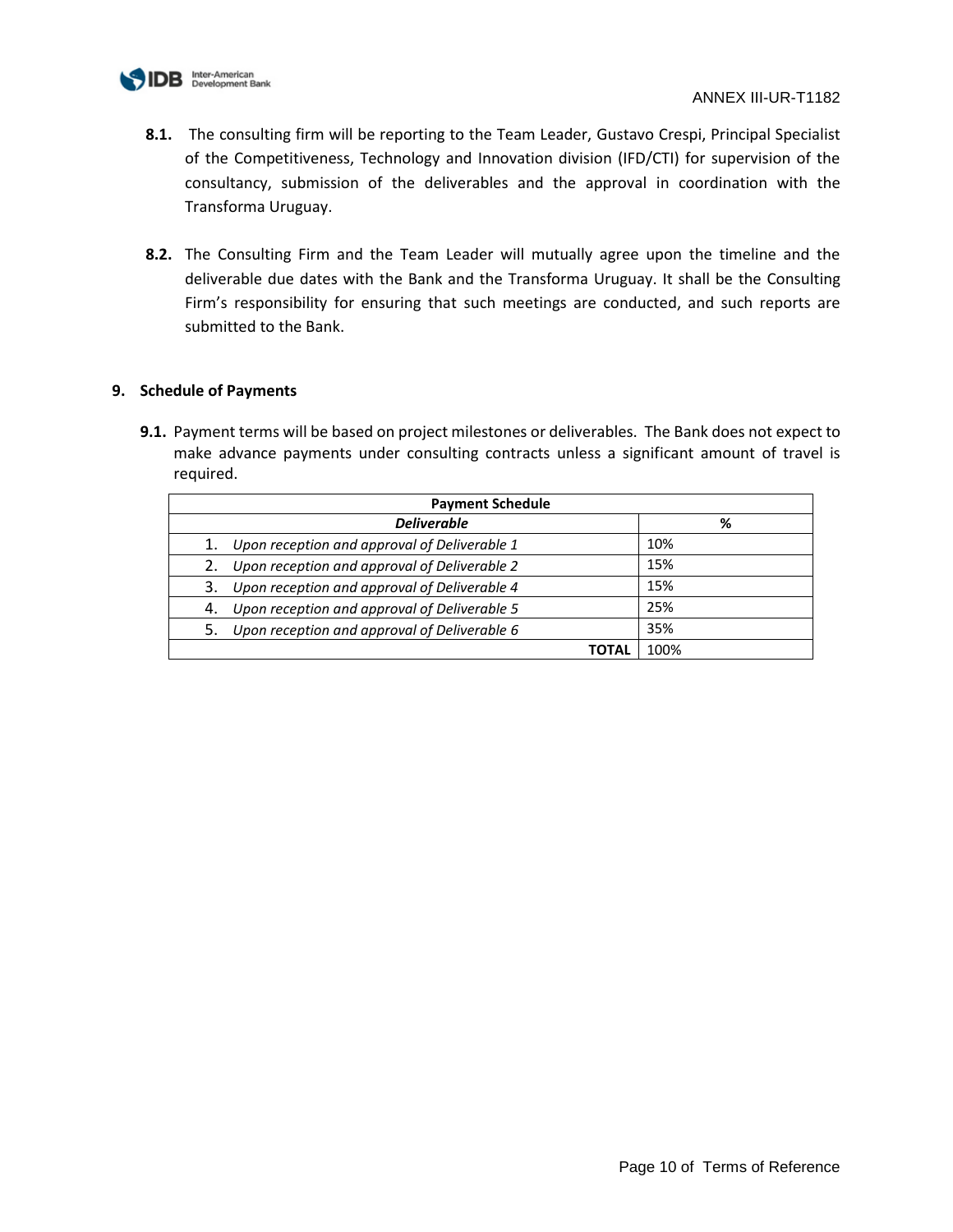**8.1.** The consulting firm will be reporting to the Team Leader, Gustavo Crespi, Principal Specialist of the Competitiveness, Technology and Innovation division (IFD/CTI) for supervision of the consultancy, submission of the deliverables and the approval in coordination with the Transforma Uruguay.

**8.2.** The Consulting Firm and the Team Leader will mutually agree upon the timeline and the deliverable due dates with the Bank and the Transforma Uruguay. It shall be the Consulting Firm's responsibility for ensuring that such meetings are conducted, and such reports are submitted to the Bank.

## 9. Schedule of Payments

**9.1.** Payment terms will be based on project milestones or deliverables. The Bank does not expect to make advance payments under consulting contracts unless a significant amount of travel is required.

| Payment Schedule | |
|---|---|
| ***Deliverable*** | **%** |
| 1. *Upon reception and approval of Deliverable 1* | 10% |
| 2. *Upon reception and approval of Deliverable 2* | 15% |
| 3. *Upon reception and approval of Deliverable 4* | 15% |
| 4. *Upon reception and approval of Deliverable 5* | 25% |
| 5. *Upon reception and approval of Deliverable 6* | 35% |
| **TOTAL** | 100% |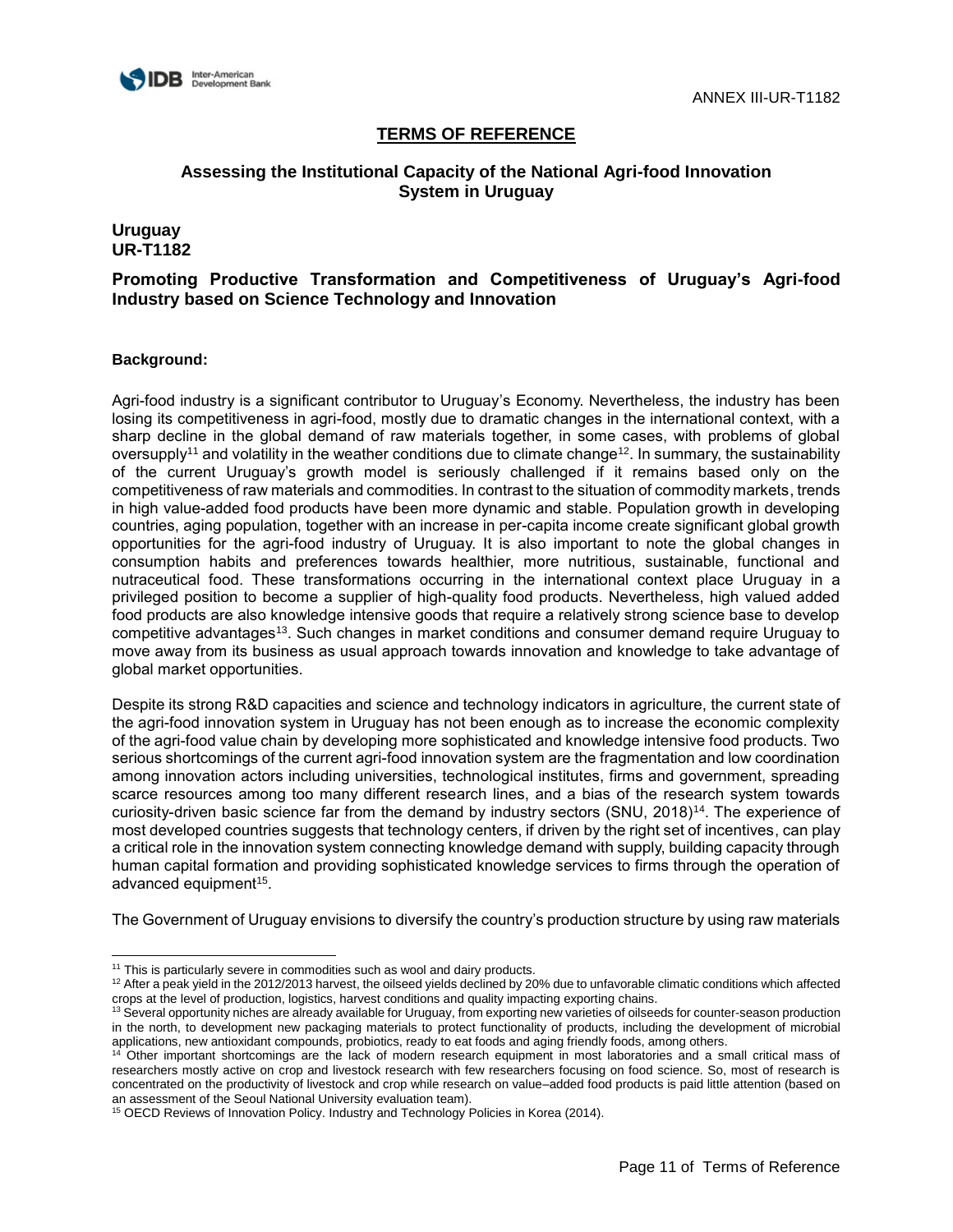ANNEX III-UR-T1182

## TERMS OF REFERENCE

### Assessing the Institutional Capacity of the National Agri-food Innovation System in Uruguay

**Uruguay**
**UR-T1182**

### Promoting Productive Transformation and Competitiveness of Uruguay's Agri-food Industry based on Science Technology and Innovation

**Background:**

Agri-food industry is a significant contributor to Uruguay's Economy. Nevertheless, the industry has been losing its competitiveness in agri-food, mostly due to dramatic changes in the international context, with a sharp decline in the global demand of raw materials together, in some cases, with problems of global oversupply[11] and volatility in the weather conditions due to climate change[12]. In summary, the sustainability of the current Uruguay's growth model is seriously challenged if it remains based only on the competitiveness of raw materials and commodities. In contrast to the situation of commodity markets, trends in high value-added food products have been more dynamic and stable. Population growth in developing countries, aging population, together with an increase in per-capita income create significant global growth opportunities for the agri-food industry of Uruguay. It is also important to note the global changes in consumption habits and preferences towards healthier, more nutritious, sustainable, functional and nutraceutical food. These transformations occurring in the international context place Uruguay in a privileged position to become a supplier of high-quality food products. Nevertheless, high valued added food products are also knowledge intensive goods that require a relatively strong science base to develop competitive advantages[13]. Such changes in market conditions and consumer demand require Uruguay to move away from its business as usual approach towards innovation and knowledge to take advantage of global market opportunities.

Despite its strong R&D capacities and science and technology indicators in agriculture, the current state of the agri-food innovation system in Uruguay has not been enough as to increase the economic complexity of the agri-food value chain by developing more sophisticated and knowledge intensive food products. Two serious shortcomings of the current agri-food innovation system are the fragmentation and low coordination among innovation actors including universities, technological institutes, firms and government, spreading scarce resources among too many different research lines, and a bias of the research system towards curiosity-driven basic science far from the demand by industry sectors (SNU, 2018)[14]. The experience of most developed countries suggests that technology centers, if driven by the right set of incentives, can play a critical role in the innovation system connecting knowledge demand with supply, building capacity through human capital formation and providing sophisticated knowledge services to firms through the operation of advanced equipment[15].

The Government of Uruguay envisions to diversify the country's production structure by using raw materials

---

[11] This is particularly severe in commodities such as wool and dairy products.

[12] After a peak yield in the 2012/2013 harvest, the oilseed yields declined by 20% due to unfavorable climatic conditions which affected crops at the level of production, logistics, harvest conditions and quality impacting exporting chains.

[13] Several opportunity niches are already available for Uruguay, from exporting new varieties of oilseeds for counter-season production in the north, to development new packaging materials to protect functionality of products, including the development of microbial applications, new antioxidant compounds, probiotics, ready to eat foods and aging friendly foods, among others.

[14] Other important shortcomings are the lack of modern research equipment in most laboratories and a small critical mass of researchers mostly active on crop and livestock research with few researchers focusing on food science. So, most of research is concentrated on the productivity of livestock and crop while research on value–added food products is paid little attention (based on an assessment of the Seoul National University evaluation team).

[15] OECD Reviews of Innovation Policy. Industry and Technology Policies in Korea (2014).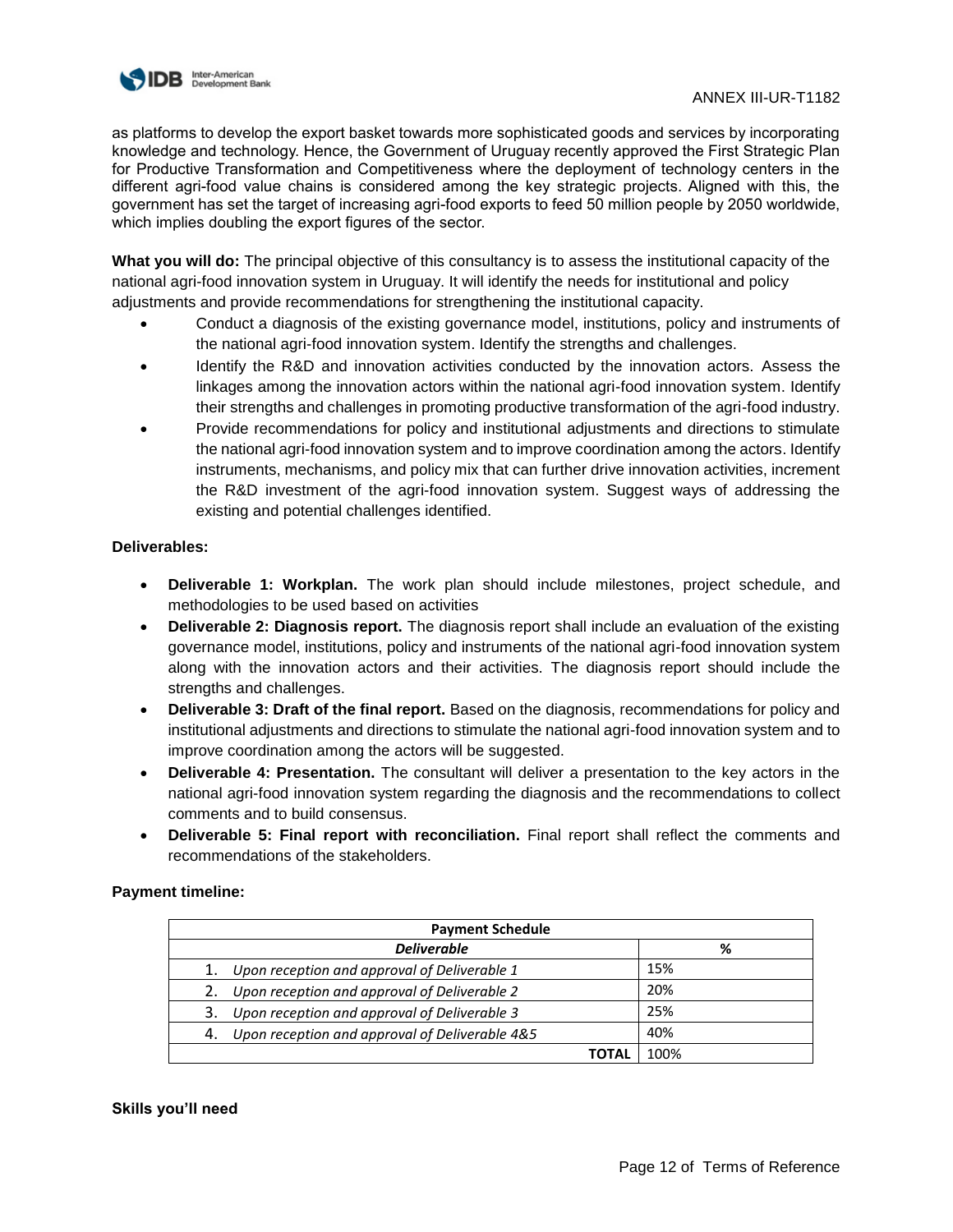as platforms to develop the export basket towards more sophisticated goods and services by incorporating knowledge and technology. Hence, the Government of Uruguay recently approved the First Strategic Plan for Productive Transformation and Competitiveness where the deployment of technology centers in the different agri-food value chains is considered among the key strategic projects. Aligned with this, the government has set the target of increasing agri-food exports to feed 50 million people by 2050 worldwide, which implies doubling the export figures of the sector.

**What you will do:** The principal objective of this consultancy is to assess the institutional capacity of the national agri-food innovation system in Uruguay. It will identify the needs for institutional and policy adjustments and provide recommendations for strengthening the institutional capacity.

- Conduct a diagnosis of the existing governance model, institutions, policy and instruments of the national agri-food innovation system. Identify the strengths and challenges.
- Identify the R&D and innovation activities conducted by the innovation actors. Assess the linkages among the innovation actors within the national agri-food innovation system. Identify their strengths and challenges in promoting productive transformation of the agri-food industry.
- Provide recommendations for policy and institutional adjustments and directions to stimulate the national agri-food innovation system and to improve coordination among the actors. Identify instruments, mechanisms, and policy mix that can further drive innovation activities, increment the R&D investment of the agri-food innovation system. Suggest ways of addressing the existing and potential challenges identified.

**Deliverables:**

- **Deliverable 1: Workplan.** The work plan should include milestones, project schedule, and methodologies to be used based on activities
- **Deliverable 2: Diagnosis report.** The diagnosis report shall include an evaluation of the existing governance model, institutions, policy and instruments of the national agri-food innovation system along with the innovation actors and their activities. The diagnosis report should include the strengths and challenges.
- **Deliverable 3: Draft of the final report.** Based on the diagnosis, recommendations for policy and institutional adjustments and directions to stimulate the national agri-food innovation system and to improve coordination among the actors will be suggested.
- **Deliverable 4: Presentation.** The consultant will deliver a presentation to the key actors in the national agri-food innovation system regarding the diagnosis and the recommendations to collect comments and to build consensus.
- **Deliverable 5: Final report with reconciliation.** Final report shall reflect the comments and recommendations of the stakeholders.

**Payment timeline:**

| **Payment Schedule** | |
|---|---|
| ***Deliverable*** | **%** |
| 1. *Upon reception and approval of Deliverable 1* | 15% |
| 2. *Upon reception and approval of Deliverable 2* | 20% |
| 3. *Upon reception and approval of Deliverable 3* | 25% |
| 4. *Upon reception and approval of Deliverable 4&5* | 40% |
| **TOTAL** | 100% |

**Skills you'll need**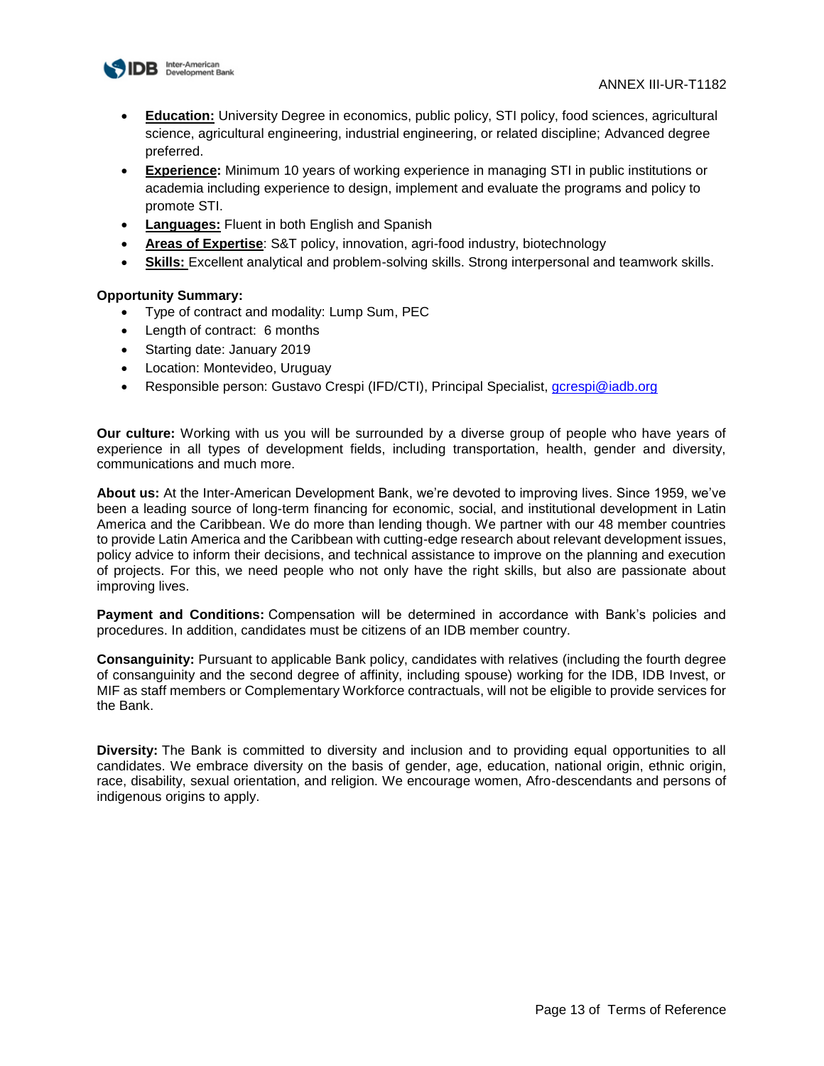- **Education:** University Degree in economics, public policy, STI policy, food sciences, agricultural science, agricultural engineering, industrial engineering, or related discipline; Advanced degree preferred.
- **Experience:** Minimum 10 years of working experience in managing STI in public institutions or academia including experience to design, implement and evaluate the programs and policy to promote STI.
- **Languages:** Fluent in both English and Spanish
- **Areas of Expertise**: S&T policy, innovation, agri-food industry, biotechnology
- **Skills:** Excellent analytical and problem-solving skills. Strong interpersonal and teamwork skills.

**Opportunity Summary:**

- Type of contract and modality: Lump Sum, PEC
- Length of contract: 6 months
- Starting date: January 2019
- Location: Montevideo, Uruguay
- Responsible person: Gustavo Crespi (IFD/CTI), Principal Specialist, gcrespi@iadb.org

**Our culture:** Working with us you will be surrounded by a diverse group of people who have years of experience in all types of development fields, including transportation, health, gender and diversity, communications and much more.

**About us:** At the Inter-American Development Bank, we're devoted to improving lives. Since 1959, we've been a leading source of long-term financing for economic, social, and institutional development in Latin America and the Caribbean. We do more than lending though. We partner with our 48 member countries to provide Latin America and the Caribbean with cutting-edge research about relevant development issues, policy advice to inform their decisions, and technical assistance to improve on the planning and execution of projects. For this, we need people who not only have the right skills, but also are passionate about improving lives.

**Payment and Conditions:** Compensation will be determined in accordance with Bank's policies and procedures. In addition, candidates must be citizens of an IDB member country.

**Consanguinity:** Pursuant to applicable Bank policy, candidates with relatives (including the fourth degree of consanguinity and the second degree of affinity, including spouse) working for the IDB, IDB Invest, or MIF as staff members or Complementary Workforce contractuals, will not be eligible to provide services for the Bank.

**Diversity:** The Bank is committed to diversity and inclusion and to providing equal opportunities to all candidates. We embrace diversity on the basis of gender, age, education, national origin, ethnic origin, race, disability, sexual orientation, and religion. We encourage women, Afro-descendants and persons of indigenous origins to apply.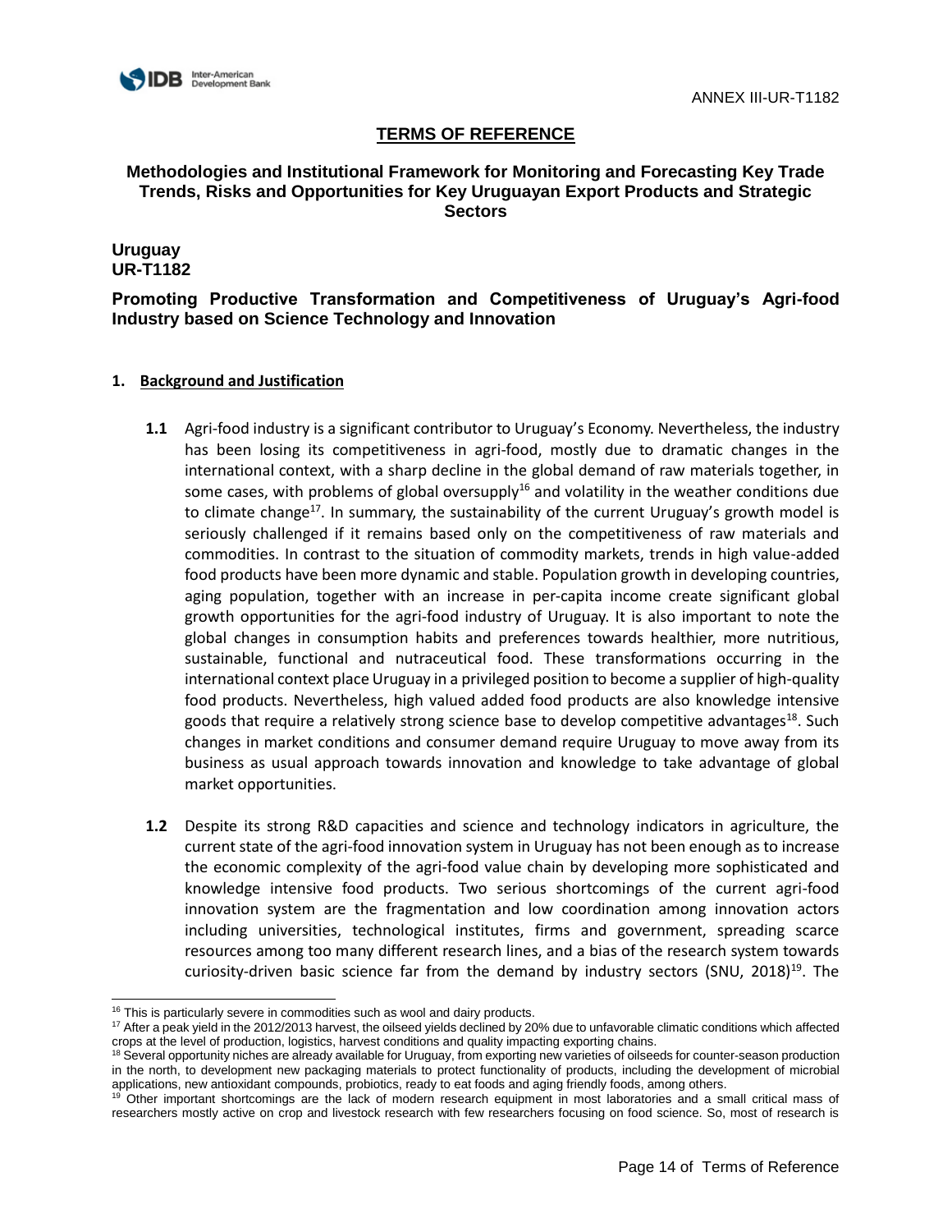ANNEX III-UR-T1182

# TERMS OF REFERENCE

## Methodologies and Institutional Framework for Monitoring and Forecasting Key Trade Trends, Risks and Opportunities for Key Uruguayan Export Products and Strategic Sectors

**Uruguay**
**UR-T1182**

**Promoting Productive Transformation and Competitiveness of Uruguay's Agri-food Industry based on Science Technology and Innovation**

### 1. Background and Justification

**1.1** Agri-food industry is a significant contributor to Uruguay's Economy. Nevertheless, the industry has been losing its competitiveness in agri-food, mostly due to dramatic changes in the international context, with a sharp decline in the global demand of raw materials together, in some cases, with problems of global oversupply[16] and volatility in the weather conditions due to climate change[17]. In summary, the sustainability of the current Uruguay's growth model is seriously challenged if it remains based only on the competitiveness of raw materials and commodities. In contrast to the situation of commodity markets, trends in high value-added food products have been more dynamic and stable. Population growth in developing countries, aging population, together with an increase in per-capita income create significant global growth opportunities for the agri-food industry of Uruguay. It is also important to note the global changes in consumption habits and preferences towards healthier, more nutritious, sustainable, functional and nutraceutical food. These transformations occurring in the international context place Uruguay in a privileged position to become a supplier of high-quality food products. Nevertheless, high valued added food products are also knowledge intensive goods that require a relatively strong science base to develop competitive advantages[18]. Such changes in market conditions and consumer demand require Uruguay to move away from its business as usual approach towards innovation and knowledge to take advantage of global market opportunities.

**1.2** Despite its strong R&D capacities and science and technology indicators in agriculture, the current state of the agri-food innovation system in Uruguay has not been enough as to increase the economic complexity of the agri-food value chain by developing more sophisticated and knowledge intensive food products. Two serious shortcomings of the current agri-food innovation system are the fragmentation and low coordination among innovation actors including universities, technological institutes, firms and government, spreading scarce resources among too many different research lines, and a bias of the research system towards curiosity-driven basic science far from the demand by industry sectors (SNU, 2018)[19]. The

---

[16] This is particularly severe in commodities such as wool and dairy products.

[17] After a peak yield in the 2012/2013 harvest, the oilseed yields declined by 20% due to unfavorable climatic conditions which affected crops at the level of production, logistics, harvest conditions and quality impacting exporting chains.

[18] Several opportunity niches are already available for Uruguay, from exporting new varieties of oilseeds for counter-season production in the north, to development new packaging materials to protect functionality of products, including the development of microbial applications, new antioxidant compounds, probiotics, ready to eat foods and aging friendly foods, among others.

[19] Other important shortcomings are the lack of modern research equipment in most laboratories and a small critical mass of researchers mostly active on crop and livestock research with few researchers focusing on food science. So, most of research is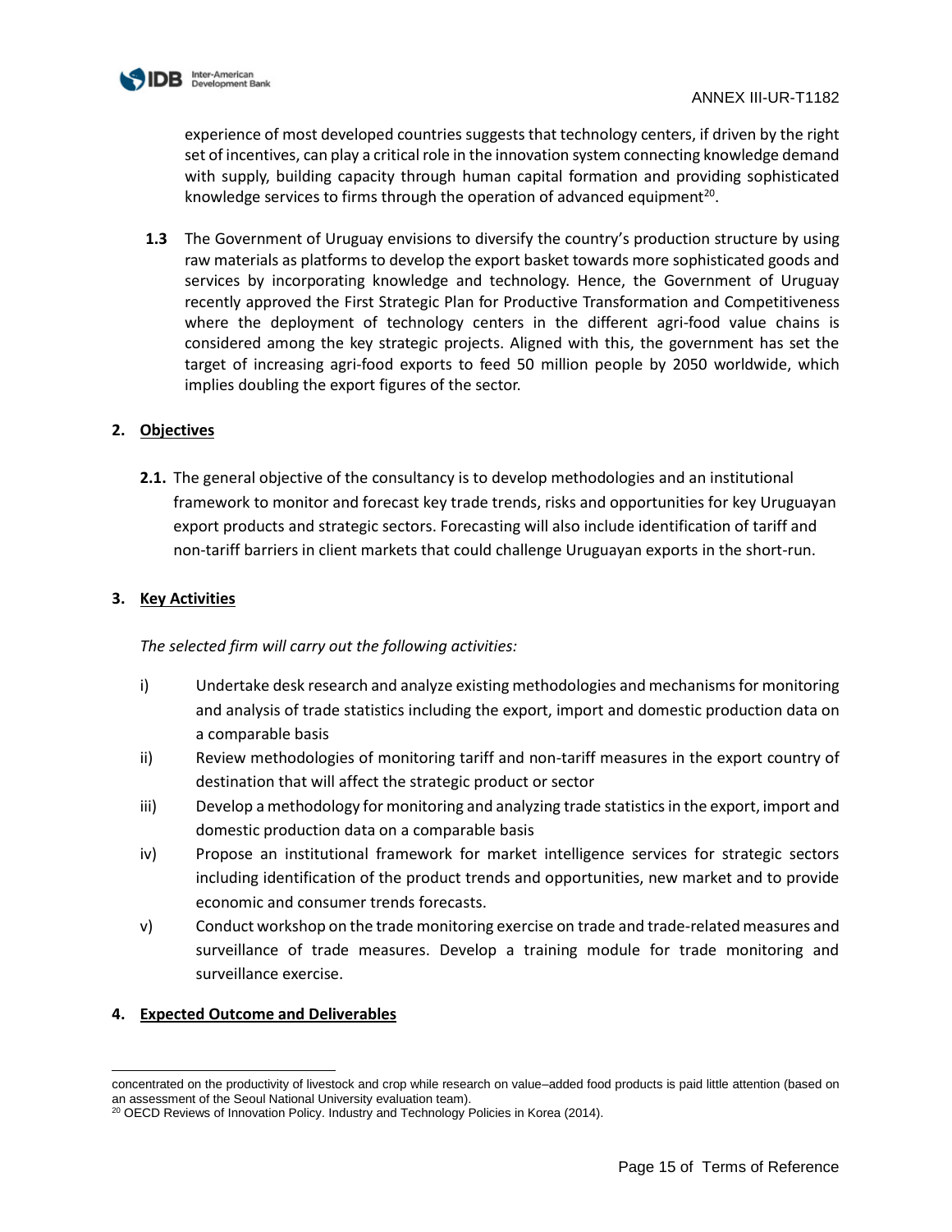experience of most developed countries suggests that technology centers, if driven by the right set of incentives, can play a critical role in the innovation system connecting knowledge demand with supply, building capacity through human capital formation and providing sophisticated knowledge services to firms through the operation of advanced equipment[20].

**1.3** The Government of Uruguay envisions to diversify the country's production structure by using raw materials as platforms to develop the export basket towards more sophisticated goods and services by incorporating knowledge and technology. Hence, the Government of Uruguay recently approved the First Strategic Plan for Productive Transformation and Competitiveness where the deployment of technology centers in the different agri-food value chains is considered among the key strategic projects. Aligned with this, the government has set the target of increasing agri-food exports to feed 50 million people by 2050 worldwide, which implies doubling the export figures of the sector.

## 2. Objectives

**2.1.** The general objective of the consultancy is to develop methodologies and an institutional framework to monitor and forecast key trade trends, risks and opportunities for key Uruguayan export products and strategic sectors. Forecasting will also include identification of tariff and non-tariff barriers in client markets that could challenge Uruguayan exports in the short-run.

## 3. Key Activities

*The selected firm will carry out the following activities:*

i) Undertake desk research and analyze existing methodologies and mechanisms for monitoring and analysis of trade statistics including the export, import and domestic production data on a comparable basis

ii) Review methodologies of monitoring tariff and non-tariff measures in the export country of destination that will affect the strategic product or sector

iii) Develop a methodology for monitoring and analyzing trade statistics in the export, import and domestic production data on a comparable basis

iv) Propose an institutional framework for market intelligence services for strategic sectors including identification of the product trends and opportunities, new market and to provide economic and consumer trends forecasts.

v) Conduct workshop on the trade monitoring exercise on trade and trade-related measures and surveillance of trade measures. Develop a training module for trade monitoring and surveillance exercise.

## 4. Expected Outcome and Deliverables

---

concentrated on the productivity of livestock and crop while research on value–added food products is paid little attention (based on an assessment of the Seoul National University evaluation team).

[20] OECD Reviews of Innovation Policy. Industry and Technology Policies in Korea (2014).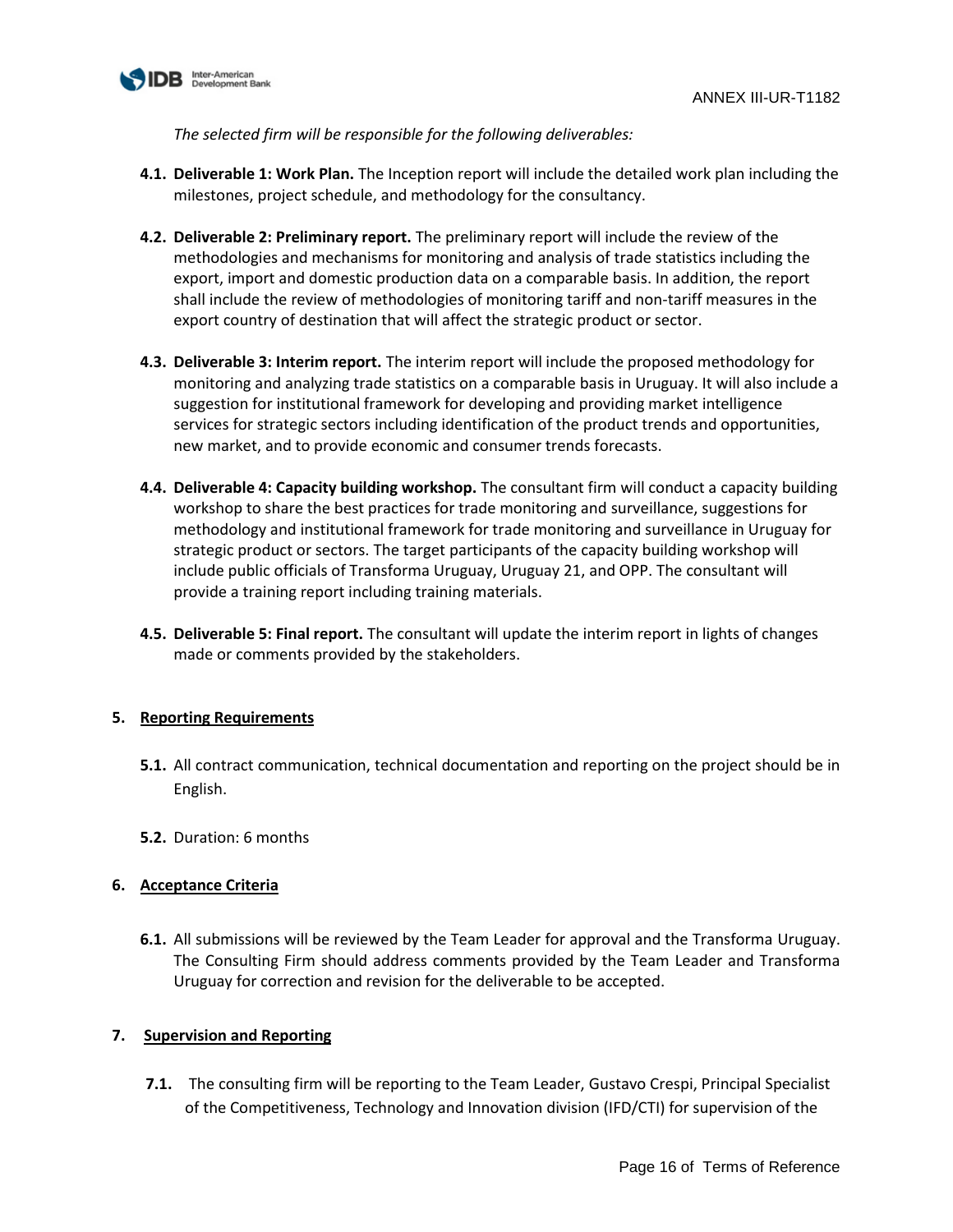*The selected firm will be responsible for the following deliverables:*

**4.1. Deliverable 1: Work Plan.** The Inception report will include the detailed work plan including the milestones, project schedule, and methodology for the consultancy.

**4.2. Deliverable 2: Preliminary report.** The preliminary report will include the review of the methodologies and mechanisms for monitoring and analysis of trade statistics including the export, import and domestic production data on a comparable basis. In addition, the report shall include the review of methodologies of monitoring tariff and non-tariff measures in the export country of destination that will affect the strategic product or sector.

**4.3. Deliverable 3: Interim report.** The interim report will include the proposed methodology for monitoring and analyzing trade statistics on a comparable basis in Uruguay. It will also include a suggestion for institutional framework for developing and providing market intelligence services for strategic sectors including identification of the product trends and opportunities, new market, and to provide economic and consumer trends forecasts.

**4.4. Deliverable 4: Capacity building workshop.** The consultant firm will conduct a capacity building workshop to share the best practices for trade monitoring and surveillance, suggestions for methodology and institutional framework for trade monitoring and surveillance in Uruguay for strategic product or sectors. The target participants of the capacity building workshop will include public officials of Transforma Uruguay, Uruguay 21, and OPP. The consultant will provide a training report including training materials.

**4.5. Deliverable 5: Final report.** The consultant will update the interim report in lights of changes made or comments provided by the stakeholders.

## 5. Reporting Requirements

**5.1.** All contract communication, technical documentation and reporting on the project should be in English.

**5.2.** Duration: 6 months

## 6. Acceptance Criteria

**6.1.** All submissions will be reviewed by the Team Leader for approval and the Transforma Uruguay. The Consulting Firm should address comments provided by the Team Leader and Transforma Uruguay for correction and revision for the deliverable to be accepted.

## 7. Supervision and Reporting

**7.1.** The consulting firm will be reporting to the Team Leader, Gustavo Crespi, Principal Specialist of the Competitiveness, Technology and Innovation division (IFD/CTI) for supervision of the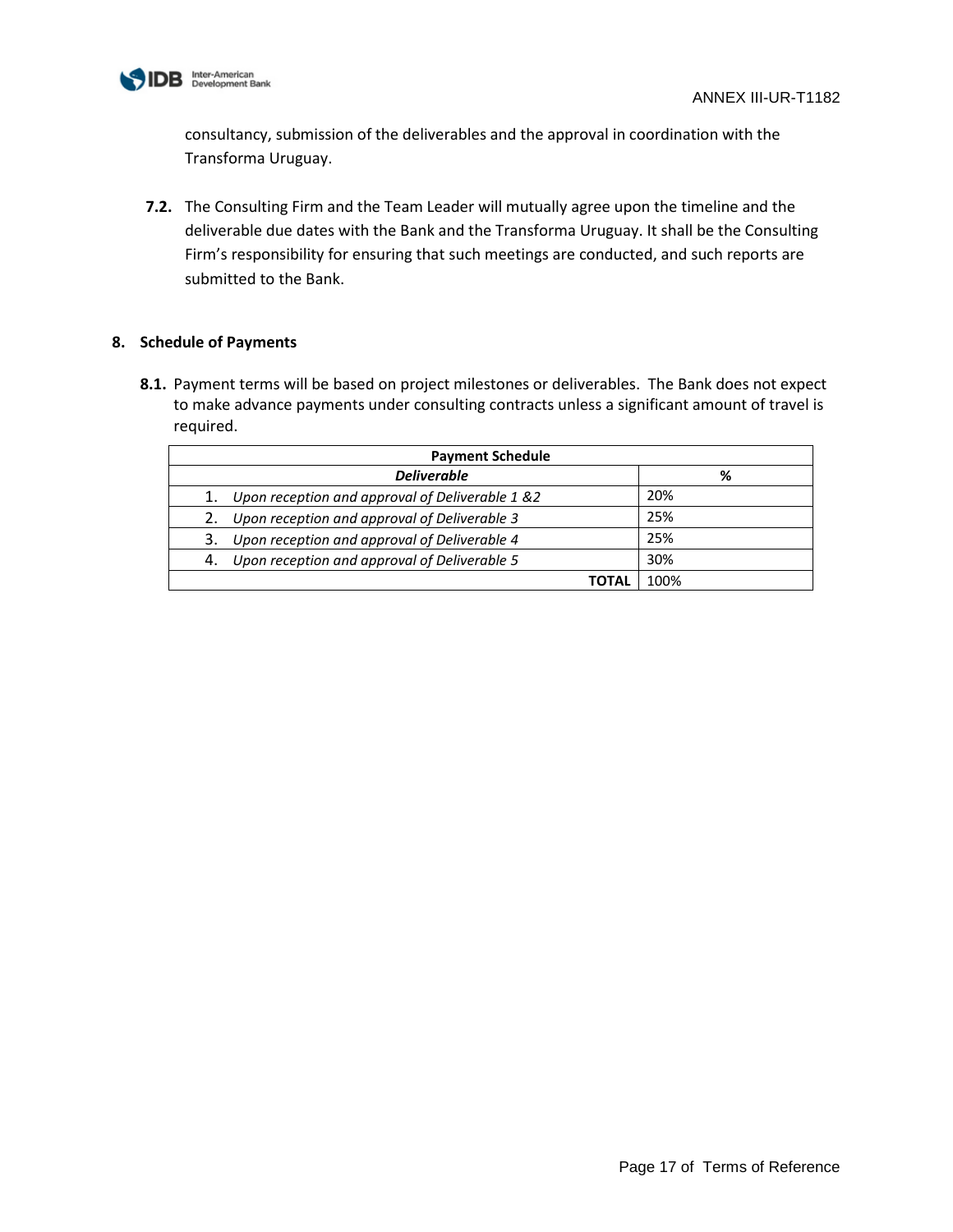consultancy, submission of the deliverables and the approval in coordination with the Transforma Uruguay.

**7.2.** The Consulting Firm and the Team Leader will mutually agree upon the timeline and the deliverable due dates with the Bank and the Transforma Uruguay. It shall be the Consulting Firm's responsibility for ensuring that such meetings are conducted, and such reports are submitted to the Bank.

## 8. Schedule of Payments

**8.1.** Payment terms will be based on project milestones or deliverables. The Bank does not expect to make advance payments under consulting contracts unless a significant amount of travel is required.

| Payment Schedule | |
|---|---|
| ***Deliverable*** | **%** |
| 1. *Upon reception and approval of Deliverable 1 &2* | 20% |
| 2. *Upon reception and approval of Deliverable 3* | 25% |
| 3. *Upon reception and approval of Deliverable 4* | 25% |
| 4. *Upon reception and approval of Deliverable 5* | 30% |
| **TOTAL** | 100% |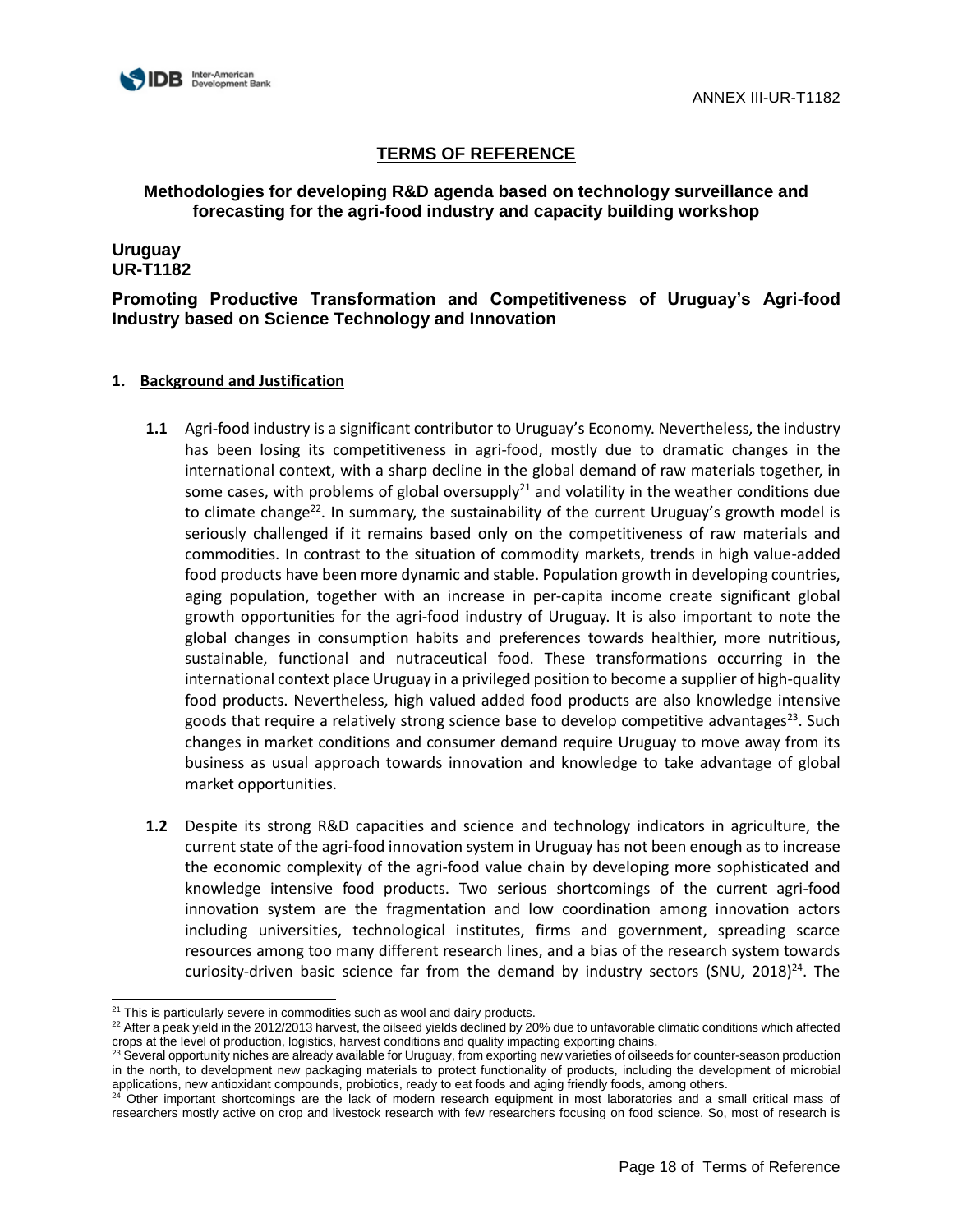ANNEX III-UR-T1182

## TERMS OF REFERENCE

### Methodologies for developing R&D agenda based on technology surveillance and forecasting for the agri-food industry and capacity building workshop

**Uruguay**
**UR-T1182**

### Promoting Productive Transformation and Competitiveness of Uruguay's Agri-food Industry based on Science Technology and Innovation

#### 1. Background and Justification

**1.1** Agri-food industry is a significant contributor to Uruguay's Economy. Nevertheless, the industry has been losing its competitiveness in agri-food, mostly due to dramatic changes in the international context, with a sharp decline in the global demand of raw materials together, in some cases, with problems of global oversupply[21] and volatility in the weather conditions due to climate change[22]. In summary, the sustainability of the current Uruguay's growth model is seriously challenged if it remains based only on the competitiveness of raw materials and commodities. In contrast to the situation of commodity markets, trends in high value-added food products have been more dynamic and stable. Population growth in developing countries, aging population, together with an increase in per-capita income create significant global growth opportunities for the agri-food industry of Uruguay. It is also important to note the global changes in consumption habits and preferences towards healthier, more nutritious, sustainable, functional and nutraceutical food. These transformations occurring in the international context place Uruguay in a privileged position to become a supplier of high-quality food products. Nevertheless, high valued added food products are also knowledge intensive goods that require a relatively strong science base to develop competitive advantages[23]. Such changes in market conditions and consumer demand require Uruguay to move away from its business as usual approach towards innovation and knowledge to take advantage of global market opportunities.

**1.2** Despite its strong R&D capacities and science and technology indicators in agriculture, the current state of the agri-food innovation system in Uruguay has not been enough as to increase the economic complexity of the agri-food value chain by developing more sophisticated and knowledge intensive food products. Two serious shortcomings of the current agri-food innovation system are the fragmentation and low coordination among innovation actors including universities, technological institutes, firms and government, spreading scarce resources among too many different research lines, and a bias of the research system towards curiosity-driven basic science far from the demand by industry sectors (SNU, 2018)[24]. The

---

[21] This is particularly severe in commodities such as wool and dairy products.

[22] After a peak yield in the 2012/2013 harvest, the oilseed yields declined by 20% due to unfavorable climatic conditions which affected crops at the level of production, logistics, harvest conditions and quality impacting exporting chains.

[23] Several opportunity niches are already available for Uruguay, from exporting new varieties of oilseeds for counter-season production in the north, to development new packaging materials to protect functionality of products, including the development of microbial applications, new antioxidant compounds, probiotics, ready to eat foods and aging friendly foods, among others.

[24] Other important shortcomings are the lack of modern research equipment in most laboratories and a small critical mass of researchers mostly active on crop and livestock research with few researchers focusing on food science. So, most of research is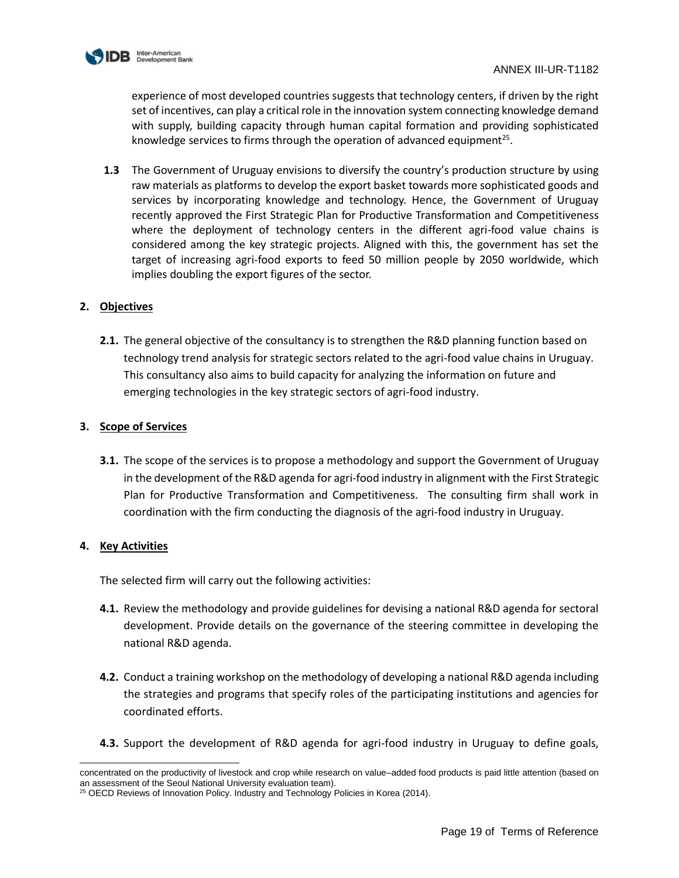experience of most developed countries suggests that technology centers, if driven by the right set of incentives, can play a critical role in the innovation system connecting knowledge demand with supply, building capacity through human capital formation and providing sophisticated knowledge services to firms through the operation of advanced equipment[25].

**1.3** The Government of Uruguay envisions to diversify the country's production structure by using raw materials as platforms to develop the export basket towards more sophisticated goods and services by incorporating knowledge and technology. Hence, the Government of Uruguay recently approved the First Strategic Plan for Productive Transformation and Competitiveness where the deployment of technology centers in the different agri-food value chains is considered among the key strategic projects. Aligned with this, the government has set the target of increasing agri-food exports to feed 50 million people by 2050 worldwide, which implies doubling the export figures of the sector.

## 2. Objectives

**2.1.** The general objective of the consultancy is to strengthen the R&D planning function based on technology trend analysis for strategic sectors related to the agri-food value chains in Uruguay. This consultancy also aims to build capacity for analyzing the information on future and emerging technologies in the key strategic sectors of agri-food industry.

## 3. Scope of Services

**3.1.** The scope of the services is to propose a methodology and support the Government of Uruguay in the development of the R&D agenda for agri-food industry in alignment with the First Strategic Plan for Productive Transformation and Competitiveness. The consulting firm shall work in coordination with the firm conducting the diagnosis of the agri-food industry in Uruguay.

## 4. Key Activities

The selected firm will carry out the following activities:

**4.1.** Review the methodology and provide guidelines for devising a national R&D agenda for sectoral development. Provide details on the governance of the steering committee in developing the national R&D agenda.

**4.2.** Conduct a training workshop on the methodology of developing a national R&D agenda including the strategies and programs that specify roles of the participating institutions and agencies for coordinated efforts.

**4.3.** Support the development of R&D agenda for agri-food industry in Uruguay to define goals,

---

concentrated on the productivity of livestock and crop while research on value–added food products is paid little attention (based on an assessment of the Seoul National University evaluation team).

[25] OECD Reviews of Innovation Policy. Industry and Technology Policies in Korea (2014).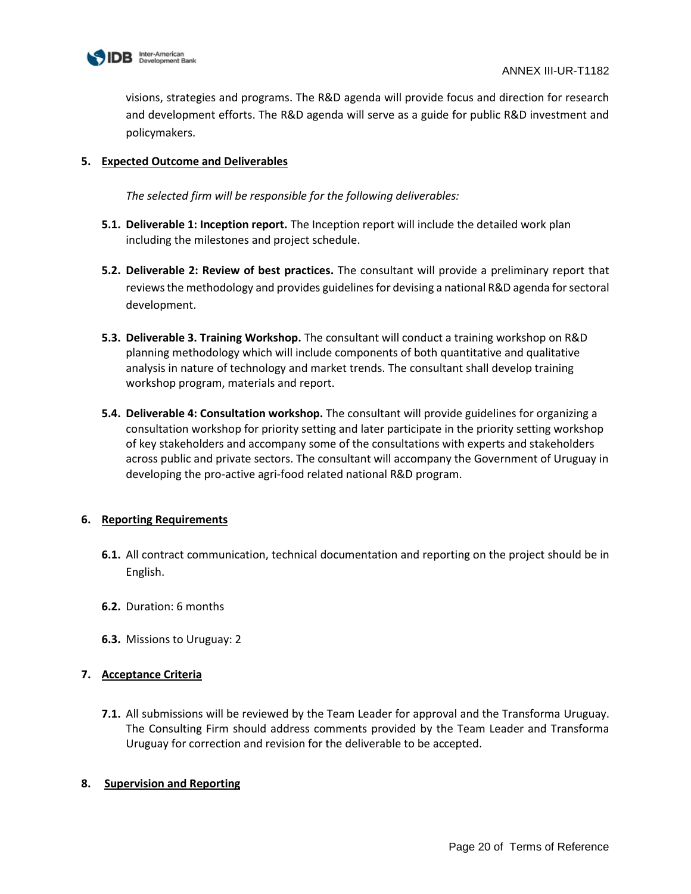visions, strategies and programs. The R&D agenda will provide focus and direction for research and development efforts. The R&D agenda will serve as a guide for public R&D investment and policymakers.

## 5. Expected Outcome and Deliverables

*The selected firm will be responsible for the following deliverables:*

**5.1. Deliverable 1: Inception report.** The Inception report will include the detailed work plan including the milestones and project schedule.

**5.2. Deliverable 2: Review of best practices.** The consultant will provide a preliminary report that reviews the methodology and provides guidelines for devising a national R&D agenda for sectoral development.

**5.3. Deliverable 3. Training Workshop.** The consultant will conduct a training workshop on R&D planning methodology which will include components of both quantitative and qualitative analysis in nature of technology and market trends. The consultant shall develop training workshop program, materials and report.

**5.4. Deliverable 4: Consultation workshop.** The consultant will provide guidelines for organizing a consultation workshop for priority setting and later participate in the priority setting workshop of key stakeholders and accompany some of the consultations with experts and stakeholders across public and private sectors. The consultant will accompany the Government of Uruguay in developing the pro-active agri-food related national R&D program.

## 6. Reporting Requirements

**6.1.** All contract communication, technical documentation and reporting on the project should be in English.

**6.2.** Duration: 6 months

**6.3.** Missions to Uruguay: 2

## 7. Acceptance Criteria

**7.1.** All submissions will be reviewed by the Team Leader for approval and the Transforma Uruguay. The Consulting Firm should address comments provided by the Team Leader and Transforma Uruguay for correction and revision for the deliverable to be accepted.

## 8. Supervision and Reporting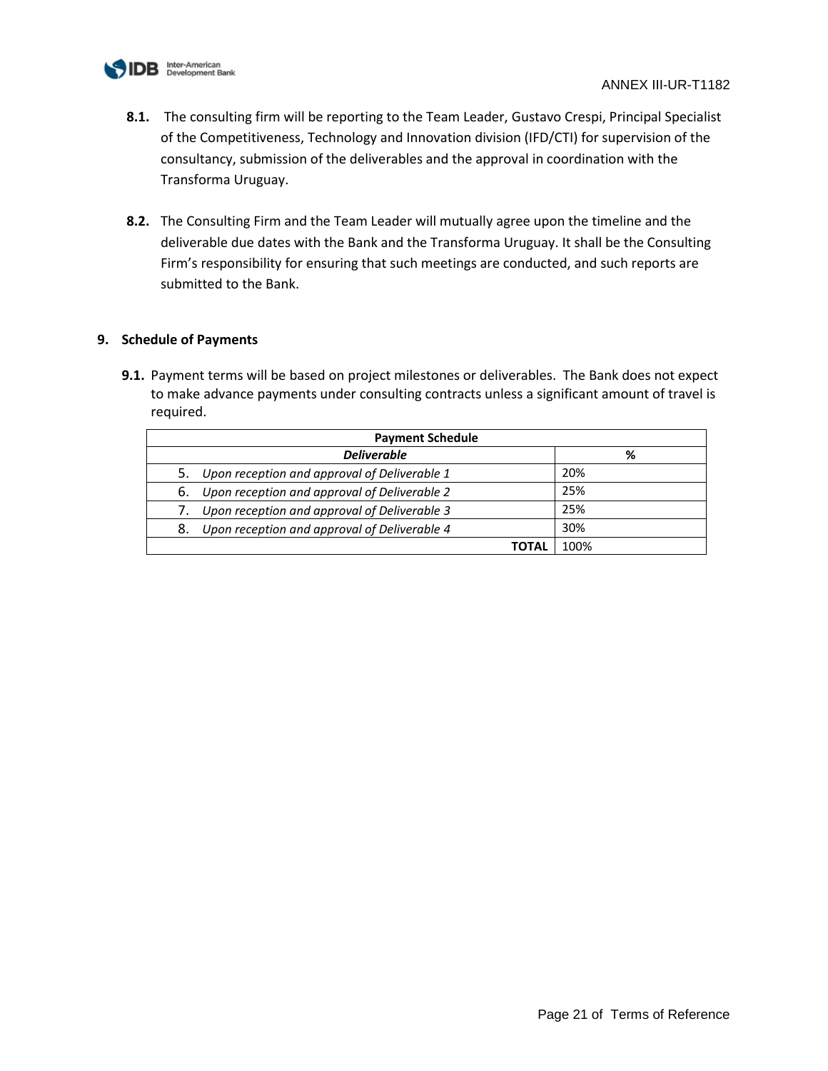**8.1.** The consulting firm will be reporting to the Team Leader, Gustavo Crespi, Principal Specialist of the Competitiveness, Technology and Innovation division (IFD/CTI) for supervision of the consultancy, submission of the deliverables and the approval in coordination with the Transforma Uruguay.

**8.2.** The Consulting Firm and the Team Leader will mutually agree upon the timeline and the deliverable due dates with the Bank and the Transforma Uruguay. It shall be the Consulting Firm's responsibility for ensuring that such meetings are conducted, and such reports are submitted to the Bank.

## 9. Schedule of Payments

**9.1.** Payment terms will be based on project milestones or deliverables. The Bank does not expect to make advance payments under consulting contracts unless a significant amount of travel is required.

| **Payment Schedule** | |
|---|---|
| ***Deliverable*** | **%** |
| 5. *Upon reception and approval of Deliverable 1* | 20% |
| 6. *Upon reception and approval of Deliverable 2* | 25% |
| 7. *Upon reception and approval of Deliverable 3* | 25% |
| 8. *Upon reception and approval of Deliverable 4* | 30% |
| **TOTAL** | 100% |